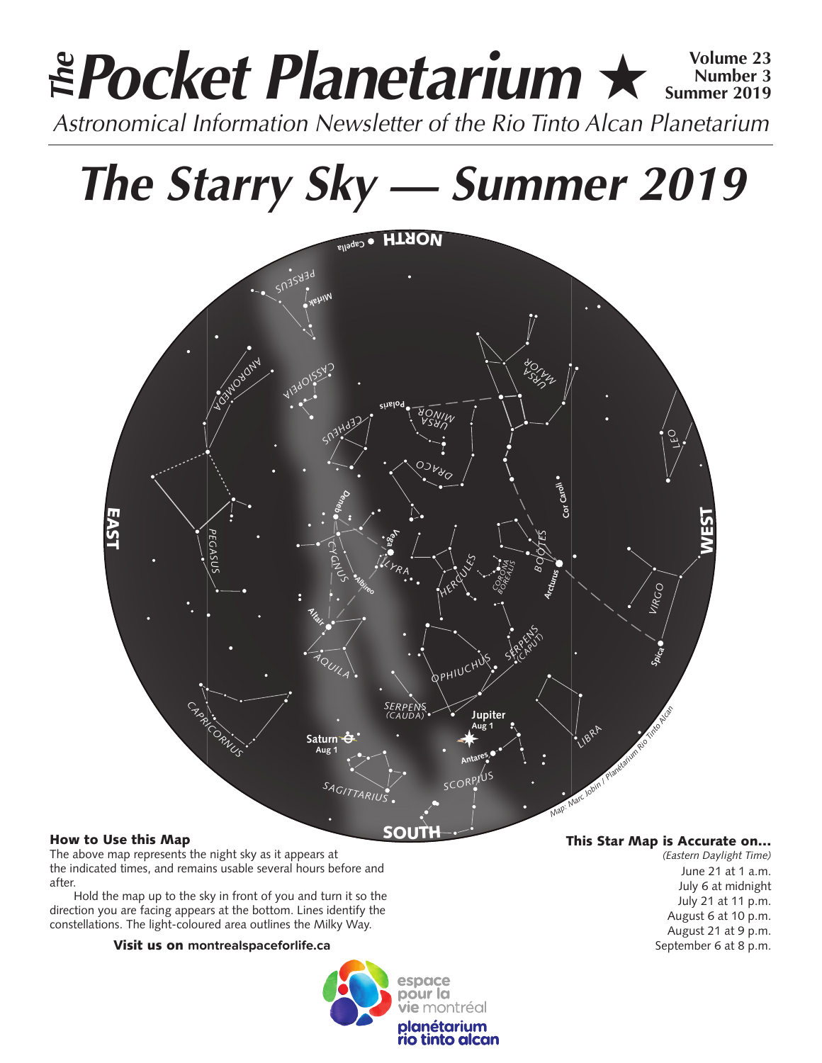# *The* Pocket Planetarium ★

**Volume 23**
**Number 3**
**Summer 2019**

*Astronomical Information Newsletter of the Rio Tinto Alcan Planetarium*

# *The Starry Sky — Summer 2019*

### How to Use this Map

The above map represents the night sky as it appears at the indicated times, and remains usable several hours before and after.

Hold the map up to the sky in front of you and turn it so the direction you are facing appears at the bottom. Lines identify the constellations. The light-coloured area outlines the Milky Way.

**Visit us on montrealspaceforlife.ca**

### This Star Map is Accurate on…

*(Eastern Daylight Time)*

June 21 at 1 a.m.
July 6 at midnight
July 21 at 11 p.m.
August 6 at 10 p.m.
August 21 at 9 p.m.
September 6 at 8 p.m.

espace pour la vie montréal
planétarium rio tinto alcan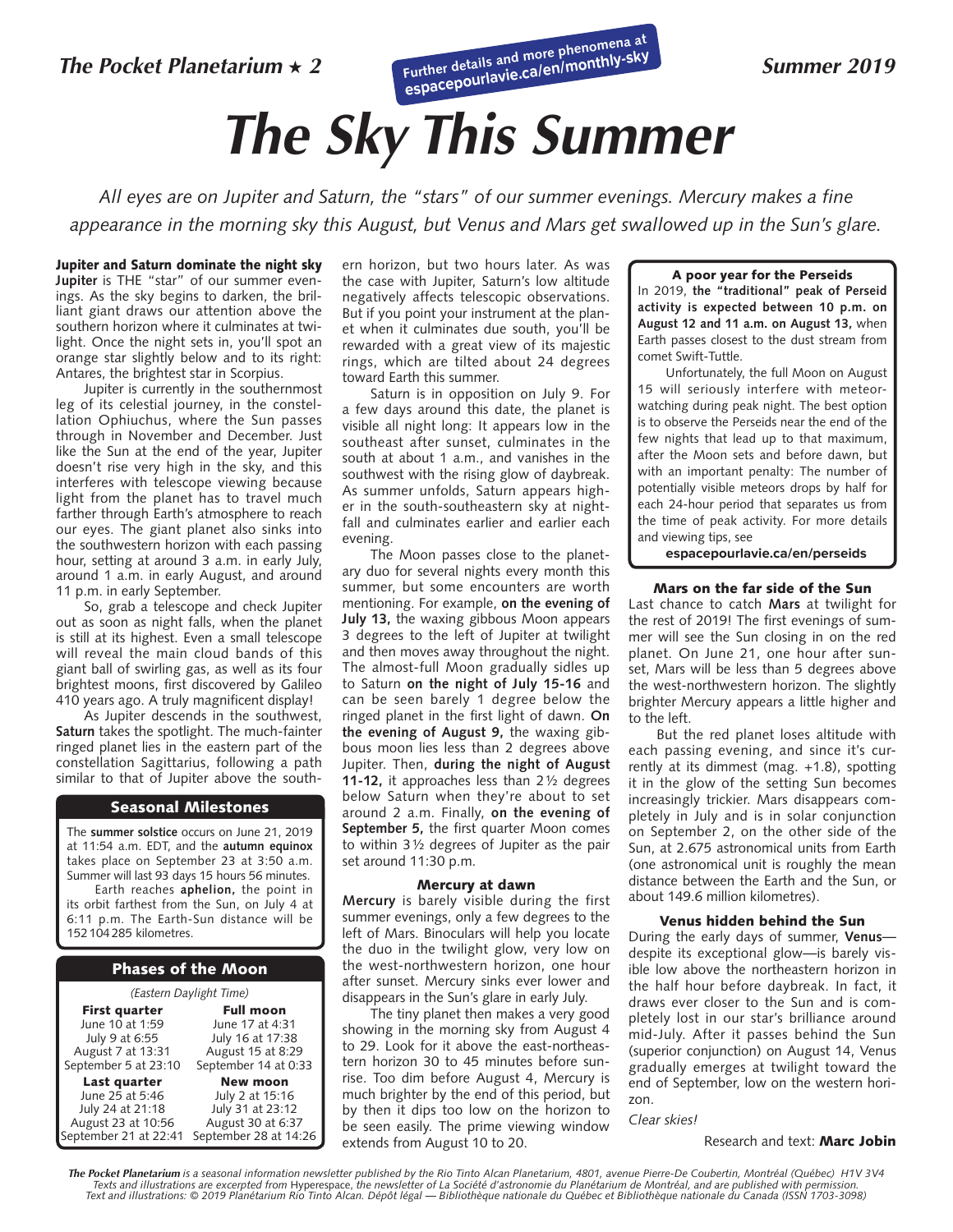Further details and more phenomena at espacepourlavie.ca/en/monthly-sky

# The Sky This Summer

*All eyes are on Jupiter and Saturn, the "stars" of our summer evenings. Mercury makes a fine appearance in the morning sky this August, but Venus and Mars get swallowed up in the Sun's glare.*

## Jupiter and Saturn dominate the night sky

**Jupiter** is THE "star" of our summer evenings. As the sky begins to darken, the brilliant giant draws our attention above the southern horizon where it culminates at twilight. Once the night sets in, you'll spot an orange star slightly below and to its right: Antares, the brightest star in Scorpius.

Jupiter is currently in the southernmost leg of its celestial journey, in the constellation Ophiuchus, where the Sun passes through in November and December. Just like the Sun at the end of the year, Jupiter doesn't rise very high in the sky, and this interferes with telescope viewing because light from the planet has to travel much farther through Earth's atmosphere to reach our eyes. The giant planet also sinks into the southwestern horizon with each passing hour, setting at around 3 a.m. in early July, around 1 a.m. in early August, and around 11 p.m. in early September.

So, grab a telescope and check Jupiter out as soon as night falls, when the planet is still at its highest. Even a small telescope will reveal the main cloud bands of this giant ball of swirling gas, as well as its four brightest moons, first discovered by Galileo 410 years ago. A truly magnificent display!

As Jupiter descends in the southwest, **Saturn** takes the spotlight. The much-fainter ringed planet lies in the eastern part of the constellation Sagittarius, following a path similar to that of Jupiter above the southern horizon, but two hours later. As was the case with Jupiter, Saturn's low altitude negatively affects telescopic observations. But if you point your instrument at the planet when it culminates due south, you'll be rewarded with a great view of its majestic rings, which are tilted about 24 degrees toward Earth this summer.

Saturn is in opposition on July 9. For a few days around this date, the planet is visible all night long: It appears low in the southeast after sunset, culminates in the south at about 1 a.m., and vanishes in the southwest with the rising glow of daybreak. As summer unfolds, Saturn appears higher in the south-southeastern sky at nightfall and culminates earlier and earlier each evening.

The Moon passes close to the planetary duo for several nights every month this summer, but some encounters are worth mentioning. For example, **on the evening of July 13,** the waxing gibbous Moon appears 3 degrees to the left of Jupiter at twilight and then moves away throughout the night. The almost-full Moon gradually sidles up to Saturn **on the night of July 15-16** and can be seen barely 1 degree below the ringed planet in the first light of dawn. **On the evening of August 9,** the waxing gibbous moon lies less than 2 degrees above Jupiter. Then, **during the night of August 11-12,** it approaches less than 2½ degrees below Saturn when they're about to set around 2 a.m. Finally, **on the evening of September 5,** the first quarter Moon comes to within 3½ degrees of Jupiter as the pair set around 11:30 p.m.

## Seasonal Milestones

The **summer solstice** occurs on June 21, 2019 at 11:54 a.m. EDT, and the **autumn equinox** takes place on September 23 at 3:50 a.m. Summer will last 93 days 15 hours 56 minutes.

Earth reaches **aphelion,** the point in its orbit farthest from the Sun, on July 4 at 6:11 p.m. The Earth-Sun distance will be 152 104 285 kilometres.

## Phases of the Moon

*(Eastern Daylight Time)*

| First quarter | Full moon |
|---|---|
| June 10 at 1:59 | June 17 at 4:31 |
| July 9 at 6:55 | July 16 at 17:38 |
| August 7 at 13:31 | August 15 at 8:29 |
| September 5 at 23:10 | September 14 at 0:33 |
| **Last quarter** | **New moon** |
| June 25 at 5:46 | July 2 at 15:16 |
| July 24 at 21:18 | July 31 at 23:12 |
| August 23 at 10:56 | August 30 at 6:37 |
| September 21 at 22:41 | September 28 at 14:26 |

## Mercury at dawn

**Mercury** is barely visible during the first summer evenings, only a few degrees to the left of Mars. Binoculars will help you locate the duo in the twilight glow, very low on the west-northwestern horizon, one hour after sunset. Mercury sinks ever lower and disappears in the Sun's glare in early July.

The tiny planet then makes a very good showing in the morning sky from August 4 to 29. Look for it above the east-northeastern horizon 30 to 45 minutes before sunrise. Too dim before August 4, Mercury is much brighter by the end of this period, but by then it dips too low on the horizon to be seen easily. The prime viewing window extends from August 10 to 20.

## A poor year for the Perseids

In 2019, **the "traditional" peak of Perseid activity is expected between 10 p.m. on August 12 and 11 a.m. on August 13,** when Earth passes closest to the dust stream from comet Swift-Tuttle.

Unfortunately, the full Moon on August 15 will seriously interfere with meteor-watching during peak night. The best option is to observe the Perseids near the end of the few nights that lead up to that maximum, after the Moon sets and before dawn, but with an important penalty: The number of potentially visible meteors drops by half for each 24-hour period that separates us from the time of peak activity. For more details and viewing tips, see

**espacepourlavie.ca/en/perseids**

## Mars on the far side of the Sun

Last chance to catch **Mars** at twilight for the rest of 2019! The first evenings of summer will see the Sun closing in on the red planet. On June 21, one hour after sunset, Mars will be less than 5 degrees above the west-northwestern horizon. The slightly brighter Mercury appears a little higher and to the left.

But the red planet loses altitude with each passing evening, and since it's currently at its dimmest (mag. +1.8), spotting it in the glow of the setting Sun becomes increasingly trickier. Mars disappears completely in July and is in solar conjunction on September 2, on the other side of the Sun, at 2.675 astronomical units from Earth (one astronomical unit is roughly the mean distance between the Earth and the Sun, or about 149.6 million kilometres).

## Venus hidden behind the Sun

During the early days of summer, **Venus**—despite its exceptional glow—is barely visible low above the northeastern horizon in the half hour before daybreak. In fact, it draws ever closer to the Sun and is completely lost in our star's brilliance around mid-July. After it passes behind the Sun (superior conjunction) on August 14, Venus gradually emerges at twilight toward the end of September, low on the western horizon.

*Clear skies!*

Research and text: **Marc Jobin**

*The Pocket Planetarium is a seasonal information newsletter published by the Rio Tinto Alcan Planetarium, 4801, avenue Pierre-De Coubertin, Montréal (Québec) H1V 3V4*
*Texts and illustrations are excerpted from Hyperespace, the newsletter of La Société d'astronomie du Planétarium de Montréal, and are published with permission.*
*Text and illustrations: © 2019 Planétarium Rio Tinto Alcan. Dépôt légal — Bibliothèque nationale du Québec et Bibliothèque nationale du Canada (ISSN 1703-3098)*